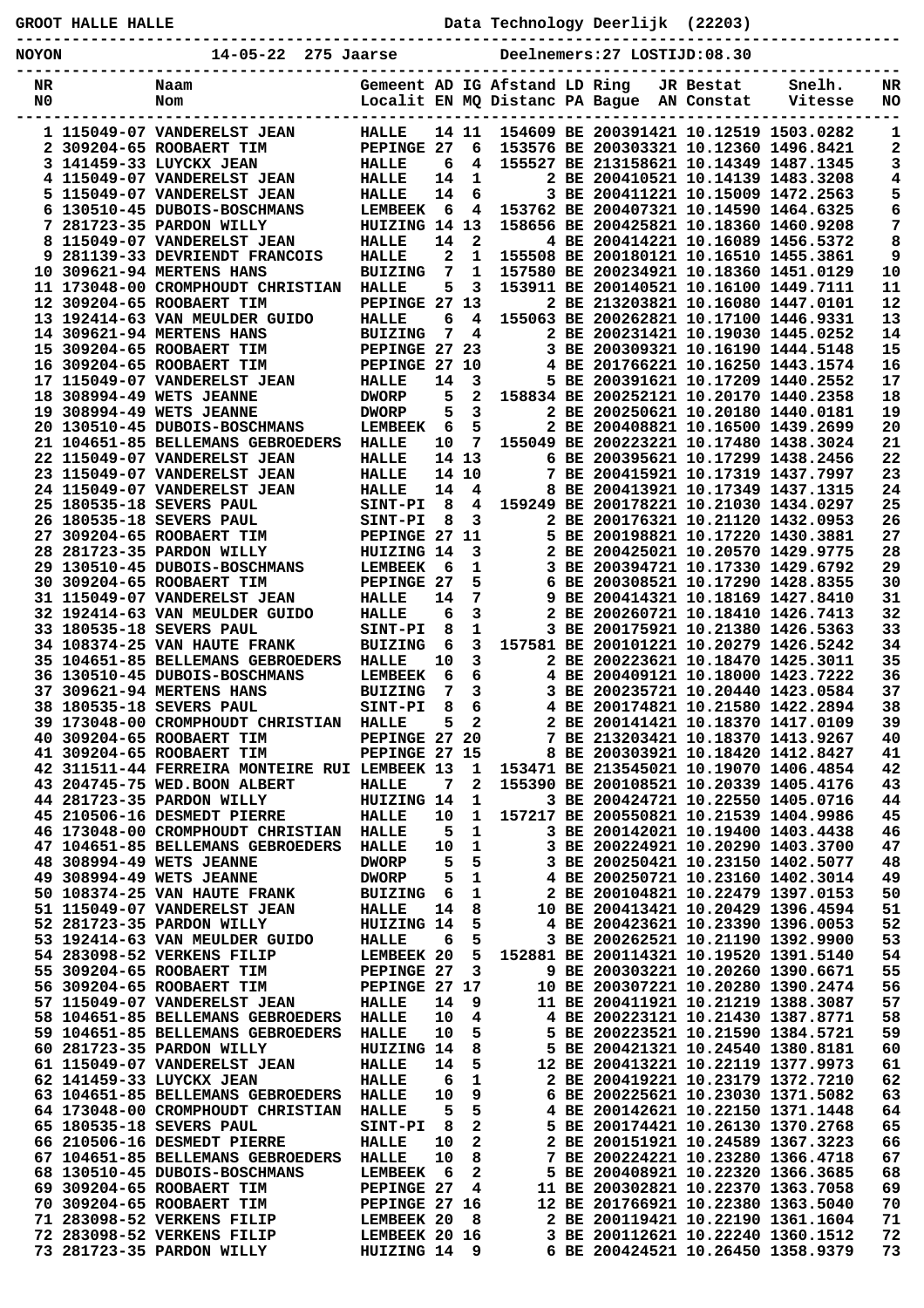GROOT HALLE HALLE — Data Technology Deerlijk (22203)

NOYON — 14-05-22 275 Jaarse — Deelnemers:27 LOSTIJD:08.30

| NR NO | Naam Nom | Gemeent Localit | AD EN | IG MQ | Afstand Distanc | LD PA | Ring Bague | JR AN | Bestat Constat | Snelh. Vitesse | NR NO |
|---|---|---|---|---|---|---|---|---|---|---|---|
| 1 | 115049-07 VANDERELST JEAN | HALLE | 14 | 11 | 154609 | BE | 2003914 | 21 | 10.12519 | 1503.0282 | 1 |
| 2 | 309204-65 ROOBAERT TIM | PEPINGE | 27 | 6 | 153576 | BE | 2003033 | 21 | 10.12360 | 1496.8421 | 2 |
| 3 | 141459-33 LUYCKX JEAN | HALLE | 6 | 4 | 155527 | BE | 2131586 | 21 | 10.14349 | 1487.1345 | 3 |
| 4 | 115049-07 VANDERELST JEAN | HALLE | 14 | 1 | 2 | BE | 2004105 | 21 | 10.14139 | 1483.3208 | 4 |
| 5 | 115049-07 VANDERELST JEAN | HALLE | 14 | 6 | 3 | BE | 2004112 | 21 | 10.15009 | 1472.2563 | 5 |
| 6 | 130510-45 DUBOIS-BOSCHMANS | LEMBEEK | 6 | 4 | 153762 | BE | 2004073 | 21 | 10.14590 | 1464.6325 | 6 |
| 7 | 281723-35 PARDON WILLY | HUIZING | 14 | 13 | 158656 | BE | 2004258 | 21 | 10.18360 | 1460.9208 | 7 |
| 8 | 115049-07 VANDERELST JEAN | HALLE | 14 | 2 | 4 | BE | 2004142 | 21 | 10.16089 | 1456.5372 | 8 |
| 9 | 281139-33 DEVRIENDT FRANCOIS | HALLE | 2 | 1 | 155508 | BE | 2001801 | 21 | 10.16510 | 1455.3861 | 9 |
| 10 | 309621-94 MERTENS HANS | BUIZING | 7 | 1 | 157580 | BE | 2002349 | 21 | 10.18360 | 1451.0129 | 10 |
| 11 | 173048-00 CROMPHOUDT CHRISTIAN | HALLE | 5 | 3 | 153911 | BE | 2001405 | 21 | 10.16100 | 1449.7111 | 11 |
| 12 | 309204-65 ROOBAERT TIM | PEPINGE | 27 | 13 | 2 | BE | 2132038 | 21 | 10.16080 | 1447.0101 | 12 |
| 13 | 192414-63 VAN MEULDER GUIDO | HALLE | 6 | 4 | 155063 | BE | 2002628 | 21 | 10.17100 | 1446.9331 | 13 |
| 14 | 309621-94 MERTENS HANS | BUIZING | 7 | 4 | 2 | BE | 2002314 | 21 | 10.19030 | 1445.0252 | 14 |
| 15 | 309204-65 ROOBAERT TIM | PEPINGE | 27 | 23 | 3 | BE | 2003093 | 21 | 10.16190 | 1444.5148 | 15 |
| 16 | 309204-65 ROOBAERT TIM | PEPINGE | 27 | 10 | 4 | BE | 2017662 | 21 | 10.16250 | 1443.1574 | 16 |
| 17 | 115049-07 VANDERELST JEAN | HALLE | 14 | 3 | 5 | BE | 2003916 | 21 | 10.17209 | 1440.2552 | 17 |
| 18 | 308994-49 WETS JEANNE | DWORP | 5 | 2 | 158834 | BE | 2002521 | 21 | 10.20170 | 1440.2358 | 18 |
| 19 | 308994-49 WETS JEANNE | DWORP | 5 | 3 | 2 | BE | 2002506 | 21 | 10.20180 | 1440.0181 | 19 |
| 20 | 130510-45 DUBOIS-BOSCHMANS | LEMBEEK | 6 | 5 | 2 | BE | 2004088 | 21 | 10.16500 | 1439.2699 | 20 |
| 21 | 104651-85 BELLEMANS GEBROEDERS | HALLE | 10 | 7 | 155049 | BE | 2002232 | 21 | 10.17480 | 1438.3024 | 21 |
| 22 | 115049-07 VANDERELST JEAN | HALLE | 14 | 13 | 6 | BE | 2003956 | 21 | 10.17299 | 1438.2456 | 22 |
| 23 | 115049-07 VANDERELST JEAN | HALLE | 14 | 10 | 7 | BE | 2004159 | 21 | 10.17319 | 1437.7997 | 23 |
| 24 | 115049-07 VANDERELST JEAN | HALLE | 14 | 4 | 8 | BE | 2004139 | 21 | 10.17349 | 1437.1315 | 24 |
| 25 | 180535-18 SEVERS PAUL | SINT-PI | 8 | 4 | 159249 | BE | 2001782 | 21 | 10.21030 | 1434.0297 | 25 |
| 26 | 180535-18 SEVERS PAUL | SINT-PI | 8 | 3 | 2 | BE | 2001763 | 21 | 10.21120 | 1432.0953 | 26 |
| 27 | 309204-65 ROOBAERT TIM | PEPINGE | 27 | 11 | 5 | BE | 2001988 | 21 | 10.17220 | 1430.3881 | 27 |
| 28 | 281723-35 PARDON WILLY | HUIZING | 14 | 3 | 2 | BE | 2004250 | 21 | 10.20570 | 1429.9775 | 28 |
| 29 | 130510-45 DUBOIS-BOSCHMANS | LEMBEEK | 6 | 1 | 3 | BE | 2003947 | 21 | 10.17330 | 1429.6792 | 29 |
| 30 | 309204-65 ROOBAERT TIM | PEPINGE | 27 | 5 | 6 | BE | 2003085 | 21 | 10.17290 | 1428.8355 | 30 |
| 31 | 115049-07 VANDERELST JEAN | HALLE | 14 | 7 | 9 | BE | 2004143 | 21 | 10.18169 | 1427.8410 | 31 |
| 32 | 192414-63 VAN MEULDER GUIDO | HALLE | 6 | 3 | 2 | BE | 2002607 | 21 | 10.18410 | 1426.7413 | 32 |
| 33 | 180535-18 SEVERS PAUL | SINT-PI | 8 | 1 | 3 | BE | 2001759 | 21 | 10.21380 | 1426.5363 | 33 |
| 34 | 108374-25 VAN HAUTE FRANK | BUIZING | 6 | 3 | 157581 | BE | 2001012 | 21 | 10.20279 | 1426.5242 | 34 |
| 35 | 104651-85 BELLEMANS GEBROEDERS | HALLE | 10 | 3 | 2 | BE | 2002236 | 21 | 10.18470 | 1425.3011 | 35 |
| 36 | 130510-45 DUBOIS-BOSCHMANS | LEMBEEK | 6 | 6 | 4 | BE | 2004091 | 21 | 10.18000 | 1423.7222 | 36 |
| 37 | 309621-94 MERTENS HANS | BUIZING | 7 | 3 | 3 | BE | 2002357 | 21 | 10.20440 | 1423.0584 | 37 |
| 38 | 180535-18 SEVERS PAUL | SINT-PI | 8 | 6 | 4 | BE | 2001748 | 21 | 10.21580 | 1422.2894 | 38 |
| 39 | 173048-00 CROMPHOUDT CHRISTIAN | HALLE | 5 | 2 | 2 | BE | 2001413 | 21 | 10.18370 | 1417.0109 | 39 |
| 40 | 309204-65 ROOBAERT TIM | PEPINGE | 27 | 20 | 7 | BE | 2132034 | 21 | 10.18370 | 1413.9267 | 40 |
| 41 | 309204-65 ROOBAERT TIM | PEPINGE | 27 | 15 | 8 | BE | 2003039 | 21 | 10.18420 | 1412.8427 | 41 |
| 42 | 311511-44 FERREIRA MONTEIRE RUI | LEMBEEK | 13 | 1 | 153471 | BE | 2135450 | 21 | 10.19070 | 1406.4854 | 42 |
| 43 | 204745-75 WED.BOON ALBERT | HALLE | 7 | 2 | 155390 | BE | 2001085 | 21 | 10.20339 | 1405.4176 | 43 |
| 44 | 281723-35 PARDON WILLY | HUIZING | 14 | 1 | 3 | BE | 2004247 | 21 | 10.22550 | 1405.0716 | 44 |
| 45 | 210506-16 DESMEDT PIERRE | HALLE | 10 | 1 | 157217 | BE | 2005508 | 21 | 10.21539 | 1404.9986 | 45 |
| 46 | 173048-00 CROMPHOUDT CHRISTIAN | HALLE | 5 | 1 | 3 | BE | 2001420 | 21 | 10.19400 | 1403.4438 | 46 |
| 47 | 104651-85 BELLEMANS GEBROEDERS | HALLE | 10 | 1 | 3 | BE | 2002249 | 21 | 10.20290 | 1403.3700 | 47 |
| 48 | 308994-49 WETS JEANNE | DWORP | 5 | 5 | 3 | BE | 2002504 | 21 | 10.23150 | 1402.5077 | 48 |
| 49 | 308994-49 WETS JEANNE | DWORP | 5 | 1 | 4 | BE | 2002507 | 21 | 10.23160 | 1402.3014 | 49 |
| 50 | 108374-25 VAN HAUTE FRANK | BUIZING | 6 | 1 | 2 | BE | 2001048 | 21 | 10.22479 | 1397.0153 | 50 |
| 51 | 115049-07 VANDERELST JEAN | HALLE | 14 | 8 | 10 | BE | 2004134 | 21 | 10.20429 | 1396.4594 | 51 |
| 52 | 281723-35 PARDON WILLY | HUIZING | 14 | 5 | 4 | BE | 2004236 | 21 | 10.23390 | 1396.0053 | 52 |
| 53 | 192414-63 VAN MEULDER GUIDO | HALLE | 6 | 5 | 3 | BE | 2002625 | 21 | 10.21190 | 1392.9900 | 53 |
| 54 | 283098-52 VERKENS FILIP | LEMBEEK | 20 | 5 | 152881 | BE | 2001143 | 21 | 10.19520 | 1391.5140 | 54 |
| 55 | 309204-65 ROOBAERT TIM | PEPINGE | 27 | 3 | 9 | BE | 2003032 | 21 | 10.20260 | 1390.6671 | 55 |
| 56 | 309204-65 ROOBAERT TIM | PEPINGE | 27 | 17 | 10 | BE | 2003072 | 21 | 10.20280 | 1390.2474 | 56 |
| 57 | 115049-07 VANDERELST JEAN | HALLE | 14 | 9 | 11 | BE | 2004119 | 21 | 10.21219 | 1388.3087 | 57 |
| 58 | 104651-85 BELLEMANS GEBROEDERS | HALLE | 10 | 4 | 4 | BE | 2002231 | 21 | 10.21430 | 1387.8771 | 58 |
| 59 | 104651-85 BELLEMANS GEBROEDERS | HALLE | 10 | 5 | 5 | BE | 2002235 | 21 | 10.21590 | 1384.5721 | 59 |
| 60 | 281723-35 PARDON WILLY | HUIZING | 14 | 8 | 5 | BE | 2004213 | 21 | 10.24540 | 1380.8181 | 60 |
| 61 | 115049-07 VANDERELST JEAN | HALLE | 14 | 5 | 12 | BE | 2004132 | 21 | 10.22119 | 1377.9973 | 61 |
| 62 | 141459-33 LUYCKX JEAN | HALLE | 6 | 1 | 2 | BE | 2004192 | 21 | 10.23179 | 1372.7210 | 62 |
| 63 | 104651-85 BELLEMANS GEBROEDERS | HALLE | 10 | 9 | 6 | BE | 2002256 | 21 | 10.23030 | 1371.5082 | 63 |
| 64 | 173048-00 CROMPHOUDT CHRISTIAN | HALLE | 5 | 5 | 4 | BE | 2001426 | 21 | 10.22150 | 1371.1448 | 64 |
| 65 | 180535-18 SEVERS PAUL | SINT-PI | 8 | 2 | 5 | BE | 2001744 | 21 | 10.26130 | 1370.2768 | 65 |
| 66 | 210506-16 DESMEDT PIERRE | HALLE | 10 | 2 | 2 | BE | 2001519 | 21 | 10.24589 | 1367.3223 | 66 |
| 67 | 104651-85 BELLEMANS GEBROEDERS | HALLE | 10 | 8 | 7 | BE | 2002242 | 21 | 10.23280 | 1366.4718 | 67 |
| 68 | 130510-45 DUBOIS-BOSCHMANS | LEMBEEK | 6 | 2 | 5 | BE | 2004088 | 21 | 10.22320 | 1366.3685 | 68 |
| 69 | 309204-65 ROOBAERT TIM | PEPINGE | 27 | 4 | 11 | BE | 2003028 | 21 | 10.22370 | 1363.7058 | 69 |
| 70 | 309204-65 ROOBAERT TIM | PEPINGE | 27 | 16 | 12 | BE | 2017663 | 21 | 10.22380 | 1363.5040 | 70 |
| 71 | 283098-52 VERKENS FILIP | LEMBEEK | 20 | 8 | 2 | BE | 2001194 | 21 | 10.22190 | 1361.1604 | 71 |
| 72 | 283098-52 VERKENS FILIP | LEMBEEK | 20 | 16 | 3 | BE | 2001126 | 21 | 10.22240 | 1360.1512 | 72 |
| 73 | 281723-35 PARDON WILLY | HUIZING | 14 | 9 | 6 | BE | 2004245 | 21 | 10.26450 | 1358.9379 | 73 |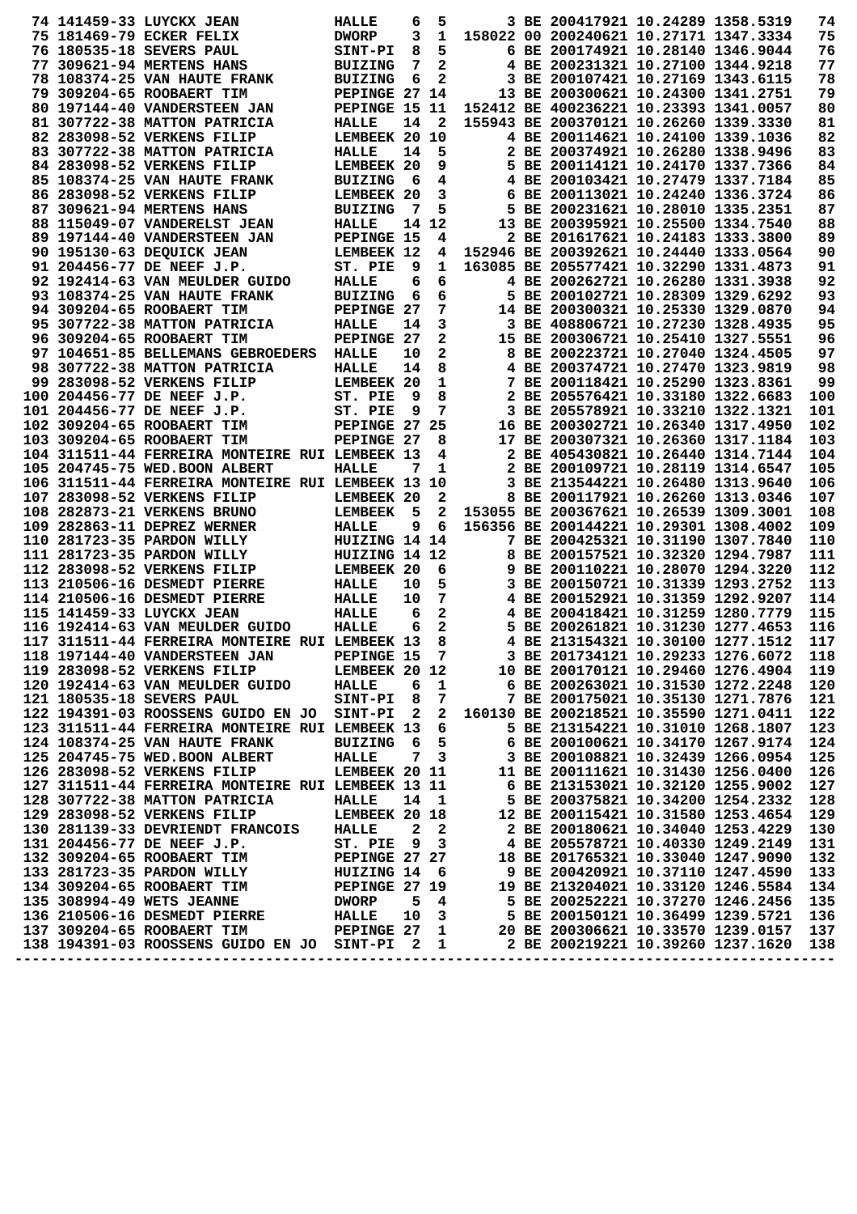| | | | | | | | | | | | | |
|---|---|---|---|---|---|---|---|---|---|---|---|---|
| 74 | 141459-33 | LUYCKX JEAN | HALLE | 6 | 5 | 3 | BE | 200417921 | 10.24289 | 1358.5319 | | 74 |
| 75 | 181469-79 | ECKER FELIX | DWORP | 3 | 1 | 158022 | 00 | 200240621 | 10.27171 | 1347.3334 | | 75 |
| 76 | 180535-18 | SEVERS PAUL | SINT-PI | 8 | 5 | 6 | BE | 200174921 | 10.28140 | 1346.9044 | | 76 |
| 77 | 309621-94 | MERTENS HANS | BUIZING | 7 | 2 | 4 | BE | 200231321 | 10.27100 | 1344.9218 | | 77 |
| 78 | 108374-25 | VAN HAUTE FRANK | BUIZING | 6 | 2 | 3 | BE | 200107421 | 10.27169 | 1343.6115 | | 78 |
| 79 | 309204-65 | ROOBAERT TIM | PEPINGE | 27 | 14 | 13 | BE | 200300621 | 10.24300 | 1341.2751 | | 79 |
| 80 | 197144-40 | VANDERSTEEN JAN | PEPINGE | 15 | 11 | 152412 | BE | 400236221 | 10.23393 | 1341.0057 | | 80 |
| 81 | 307722-38 | MATTON PATRICIA | HALLE | 14 | 2 | 155943 | BE | 200370121 | 10.26260 | 1339.3330 | | 81 |
| 82 | 283098-52 | VERKENS FILIP | LEMBEEK | 20 | 10 | 4 | BE | 200114621 | 10.24100 | 1339.1036 | | 82 |
| 83 | 307722-38 | MATTON PATRICIA | HALLE | 14 | 5 | 2 | BE | 200374921 | 10.26280 | 1338.9496 | | 83 |
| 84 | 283098-52 | VERKENS FILIP | LEMBEEK | 20 | 9 | 5 | BE | 200114121 | 10.24170 | 1337.7366 | | 84 |
| 85 | 108374-25 | VAN HAUTE FRANK | BUIZING | 6 | 4 | 4 | BE | 200103421 | 10.27479 | 1337.7184 | | 85 |
| 86 | 283098-52 | VERKENS FILIP | LEMBEEK | 20 | 3 | 6 | BE | 200113021 | 10.24240 | 1336.3724 | | 86 |
| 87 | 309621-94 | MERTENS HANS | BUIZING | 7 | 5 | 5 | BE | 200231621 | 10.28010 | 1335.2351 | | 87 |
| 88 | 115049-07 | VANDERELST JEAN | HALLE | 14 | 12 | 13 | BE | 200395921 | 10.25500 | 1334.7540 | | 88 |
| 89 | 197144-40 | VANDERSTEEN JAN | PEPINGE | 15 | 4 | 2 | BE | 201617621 | 10.24183 | 1333.3800 | | 89 |
| 90 | 195130-63 | DEQUICK JEAN | LEMBEEK | 12 | 4 | 152946 | BE | 200392621 | 10.24440 | 1333.0564 | | 90 |
| 91 | 204456-77 | DE NEEF J.P. | ST. PIE | 9 | 1 | 163085 | BE | 205577421 | 10.32290 | 1331.4873 | | 91 |
| 92 | 192414-63 | VAN MEULDER GUIDO | HALLE | 6 | 6 | 4 | BE | 200262721 | 10.26280 | 1331.3938 | | 92 |
| 93 | 108374-25 | VAN HAUTE FRANK | BUIZING | 6 | 6 | 5 | BE | 200102721 | 10.28309 | 1329.6292 | | 93 |
| 94 | 309204-65 | ROOBAERT TIM | PEPINGE | 27 | 7 | 14 | BE | 200300321 | 10.25330 | 1329.0870 | | 94 |
| 95 | 307722-38 | MATTON PATRICIA | HALLE | 14 | 3 | 3 | BE | 408806721 | 10.27230 | 1328.4935 | | 95 |
| 96 | 309204-65 | ROOBAERT TIM | PEPINGE | 27 | 2 | 15 | BE | 200306721 | 10.25410 | 1327.5551 | | 96 |
| 97 | 104651-85 | BELLEMANS GEBROEDERS | HALLE | 10 | 2 | 8 | BE | 200223721 | 10.27040 | 1324.4505 | | 97 |
| 98 | 307722-38 | MATTON PATRICIA | HALLE | 14 | 8 | 4 | BE | 200374721 | 10.27470 | 1323.9819 | | 98 |
| 99 | 283098-52 | VERKENS FILIP | LEMBEEK | 20 | 1 | 7 | BE | 200118421 | 10.25290 | 1323.8361 | | 99 |
| 100 | 204456-77 | DE NEEF J.P. | ST. PIE | 9 | 8 | 2 | BE | 205576421 | 10.33180 | 1322.6683 | | 100 |
| 101 | 204456-77 | DE NEEF J.P. | ST. PIE | 9 | 7 | 3 | BE | 205578921 | 10.33210 | 1322.1321 | | 101 |
| 102 | 309204-65 | ROOBAERT TIM | PEPINGE | 27 | 25 | 16 | BE | 200302721 | 10.26340 | 1317.4950 | | 102 |
| 103 | 309204-65 | ROOBAERT TIM | PEPINGE | 27 | 8 | 17 | BE | 200307321 | 10.26360 | 1317.1184 | | 103 |
| 104 | 311511-44 | FERREIRA MONTEIRE RUI | LEMBEEK | 13 | 4 | 2 | BE | 405430821 | 10.26440 | 1314.7144 | | 104 |
| 105 | 204745-75 | WED.BOON ALBERT | HALLE | 7 | 1 | 2 | BE | 200109721 | 10.28119 | 1314.6547 | | 105 |
| 106 | 311511-44 | FERREIRA MONTEIRE RUI | LEMBEEK | 13 | 10 | 3 | BE | 213544221 | 10.26480 | 1313.9640 | | 106 |
| 107 | 283098-52 | VERKENS FILIP | LEMBEEK | 20 | 2 | 8 | BE | 200117921 | 10.26260 | 1313.0346 | | 107 |
| 108 | 282873-21 | VERKENS BRUNO | LEMBEEK | 5 | 2 | 153055 | BE | 200367621 | 10.26539 | 1309.3001 | | 108 |
| 109 | 282863-11 | DEPREZ WERNER | HALLE | 9 | 6 | 156356 | BE | 200144221 | 10.29301 | 1308.4002 | | 109 |
| 110 | 281723-35 | PARDON WILLY | HUIZING | 14 | 14 | 7 | BE | 200425321 | 10.31190 | 1307.7840 | | 110 |
| 111 | 281723-35 | PARDON WILLY | HUIZING | 14 | 12 | 8 | BE | 200157521 | 10.32320 | 1294.7987 | | 111 |
| 112 | 283098-52 | VERKENS FILIP | LEMBEEK | 20 | 6 | 9 | BE | 200110221 | 10.28070 | 1294.3220 | | 112 |
| 113 | 210506-16 | DESMEDT PIERRE | HALLE | 10 | 5 | 3 | BE | 200150721 | 10.31339 | 1293.2752 | | 113 |
| 114 | 210506-16 | DESMEDT PIERRE | HALLE | 10 | 7 | 4 | BE | 200152921 | 10.31359 | 1292.9207 | | 114 |
| 115 | 141459-33 | LUYCKX JEAN | HALLE | 6 | 2 | 4 | BE | 200418421 | 10.31259 | 1280.7779 | | 115 |
| 116 | 192414-63 | VAN MEULDER GUIDO | HALLE | 6 | 2 | 5 | BE | 200261821 | 10.31230 | 1277.4653 | | 116 |
| 117 | 311511-44 | FERREIRA MONTEIRE RUI | LEMBEEK | 13 | 8 | 4 | BE | 213154321 | 10.30100 | 1277.1512 | | 117 |
| 118 | 197144-40 | VANDERSTEEN JAN | PEPINGE | 15 | 7 | 3 | BE | 201734121 | 10.29233 | 1276.6072 | | 118 |
| 119 | 283098-52 | VERKENS FILIP | LEMBEEK | 20 | 12 | 10 | BE | 200170121 | 10.29460 | 1276.4904 | | 119 |
| 120 | 192414-63 | VAN MEULDER GUIDO | HALLE | 6 | 1 | 6 | BE | 200263021 | 10.31530 | 1272.2248 | | 120 |
| 121 | 180535-18 | SEVERS PAUL | SINT-PI | 8 | 7 | 7 | BE | 200175021 | 10.35130 | 1271.7876 | | 121 |
| 122 | 194391-03 | ROOSSENS GUIDO EN JO | SINT-PI | 2 | 2 | 160130 | BE | 200218521 | 10.35590 | 1271.0411 | | 122 |
| 123 | 311511-44 | FERREIRA MONTEIRE RUI | LEMBEEK | 13 | 6 | 5 | BE | 213154221 | 10.31010 | 1268.1807 | | 123 |
| 124 | 108374-25 | VAN HAUTE FRANK | BUIZING | 6 | 5 | 6 | BE | 200100621 | 10.34170 | 1267.9174 | | 124 |
| 125 | 204745-75 | WED.BOON ALBERT | HALLE | 7 | 3 | 3 | BE | 200108821 | 10.32439 | 1266.0954 | | 125 |
| 126 | 283098-52 | VERKENS FILIP | LEMBEEK | 20 | 11 | 11 | BE | 200111621 | 10.31430 | 1256.0400 | | 126 |
| 127 | 311511-44 | FERREIRA MONTEIRE RUI | LEMBEEK | 13 | 11 | 6 | BE | 213153021 | 10.32120 | 1255.9002 | | 127 |
| 128 | 307722-38 | MATTON PATRICIA | HALLE | 14 | 1 | 5 | BE | 200375821 | 10.34200 | 1254.2332 | | 128 |
| 129 | 283098-52 | VERKENS FILIP | LEMBEEK | 20 | 18 | 12 | BE | 200115421 | 10.31580 | 1253.4654 | | 129 |
| 130 | 281139-33 | DEVRIENDT FRANCOIS | HALLE | 2 | 2 | 2 | BE | 200180621 | 10.34040 | 1253.4229 | | 130 |
| 131 | 204456-77 | DE NEEF J.P. | ST. PIE | 9 | 3 | 4 | BE | 205578721 | 10.40330 | 1249.2149 | | 131 |
| 132 | 309204-65 | ROOBAERT TIM | PEPINGE | 27 | 27 | 18 | BE | 201765321 | 10.33040 | 1247.9090 | | 132 |
| 133 | 281723-35 | PARDON WILLY | HUIZING | 14 | 6 | 9 | BE | 200420921 | 10.37110 | 1247.4590 | | 133 |
| 134 | 309204-65 | ROOBAERT TIM | PEPINGE | 27 | 19 | 19 | BE | 213204021 | 10.33120 | 1246.5584 | | 134 |
| 135 | 308994-49 | WETS JEANNE | DWORP | 5 | 4 | 5 | BE | 200252221 | 10.37270 | 1246.2456 | | 135 |
| 136 | 210506-16 | DESMEDT PIERRE | HALLE | 10 | 3 | 5 | BE | 200150121 | 10.36499 | 1239.5721 | | 136 |
| 137 | 309204-65 | ROOBAERT TIM | PEPINGE | 27 | 1 | 20 | BE | 200306621 | 10.33570 | 1239.0157 | | 137 |
| 138 | 194391-03 | ROOSSENS GUIDO EN JO | SINT-PI | 2 | 1 | 2 | BE | 200219221 | 10.39260 | 1237.1620 | | 138 |